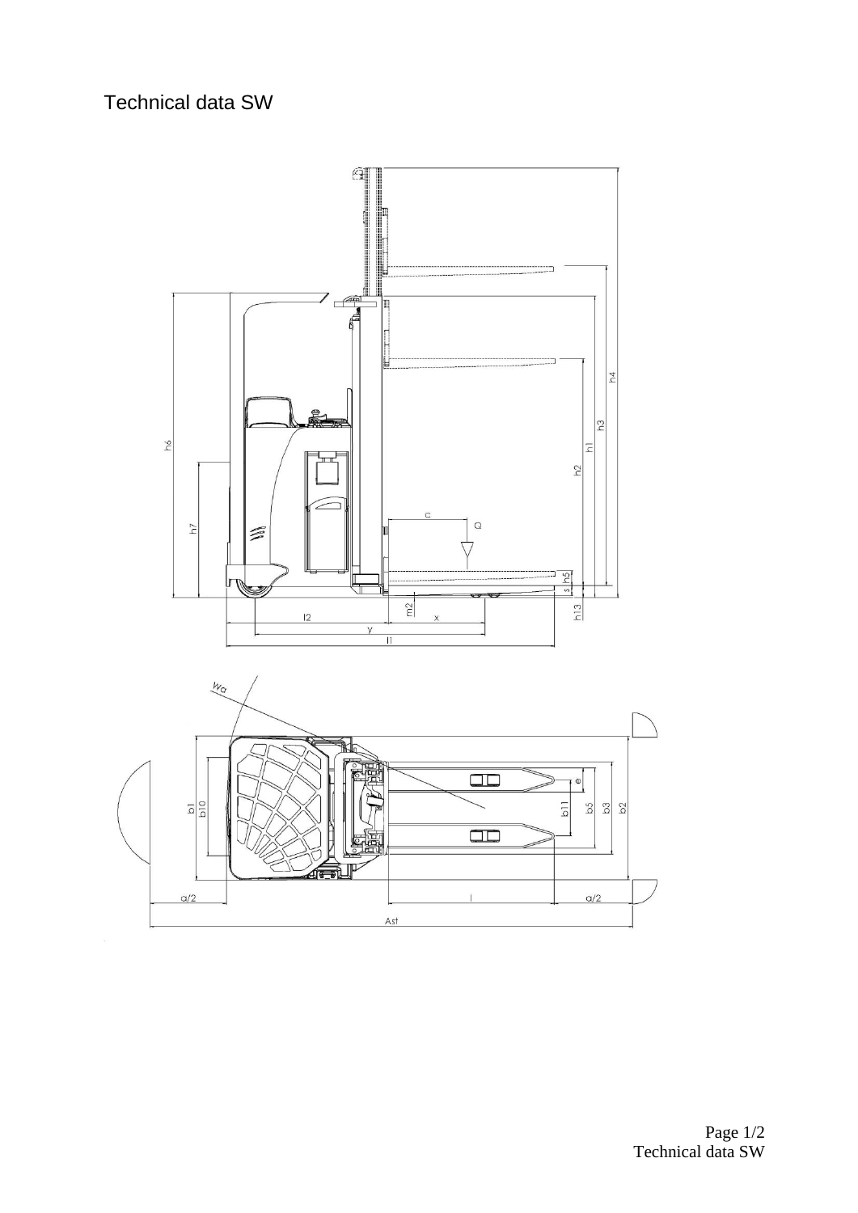# Technical data SW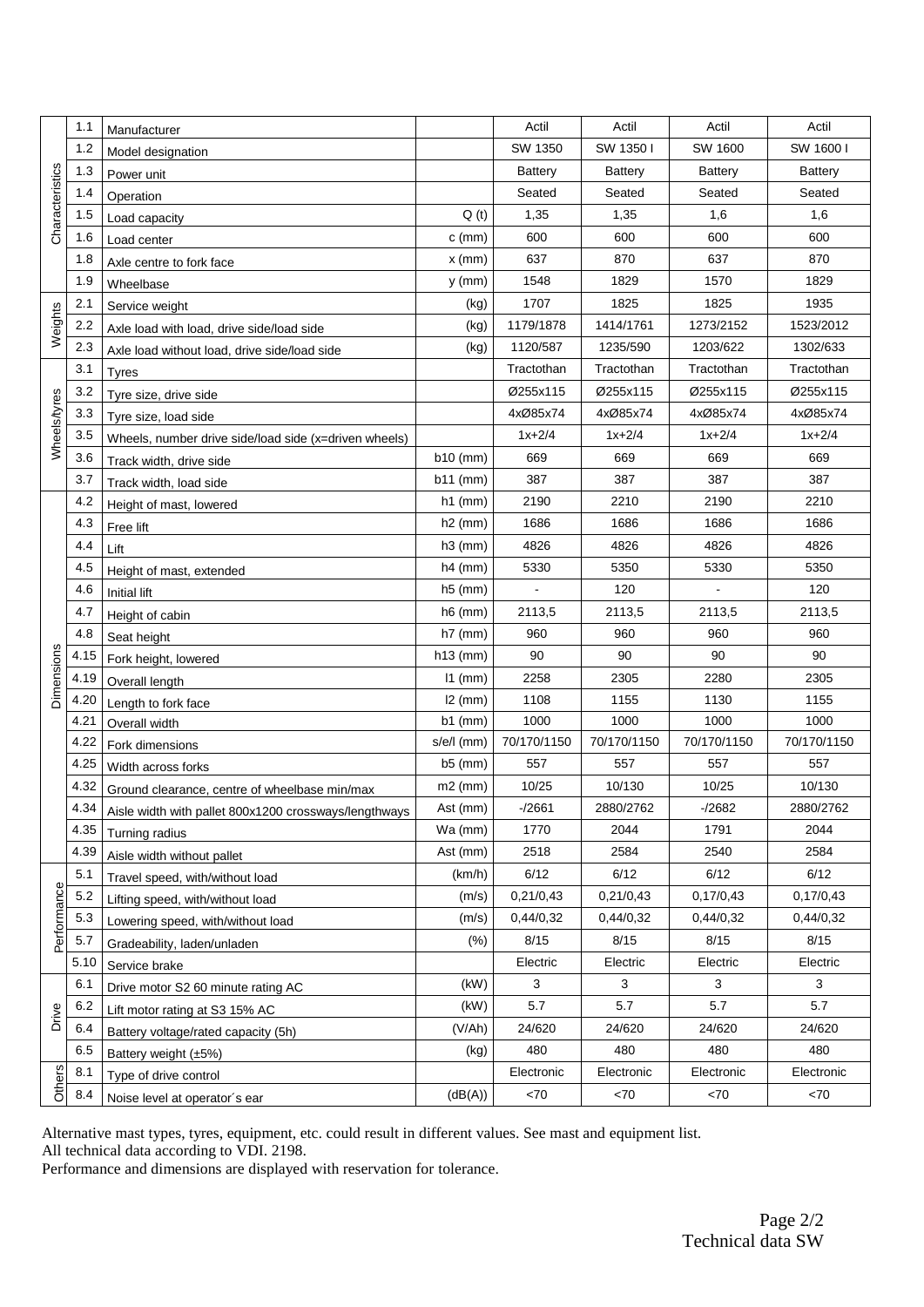| | | | | | | | |
|---|---|---|---|---|---|---|---|
| Characteristics | 1.1 | Manufacturer | | Actil | Actil | Actil | Actil |
| | 1.2 | Model designation | | SW 1350 | SW 1350 I | SW 1600 | SW 1600 I |
| | 1.3 | Power unit | | Battery | Battery | Battery | Battery |
| | 1.4 | Operation | | Seated | Seated | Seated | Seated |
| | 1.5 | Load capacity | Q (t) | 1,35 | 1,35 | 1,6 | 1,6 |
| | 1.6 | Load center | c (mm) | 600 | 600 | 600 | 600 |
| | 1.8 | Axle centre to fork face | x (mm) | 637 | 870 | 637 | 870 |
| | 1.9 | Wheelbase | y (mm) | 1548 | 1829 | 1570 | 1829 |
| Weights | 2.1 | Service weight | (kg) | 1707 | 1825 | 1825 | 1935 |
| | 2.2 | Axle load with load, drive side/load side | (kg) | 1179/1878 | 1414/1761 | 1273/2152 | 1523/2012 |
| | 2.3 | Axle load without load, drive side/load side | (kg) | 1120/587 | 1235/590 | 1203/622 | 1302/633 |
| Wheels/tyres | 3.1 | Tyres | | Tractothan | Tractothan | Tractothan | Tractothan |
| | 3.2 | Tyre size, drive side | | Ø255x115 | Ø255x115 | Ø255x115 | Ø255x115 |
| | 3.3 | Tyre size, load side | | 4xØ85x74 | 4xØ85x74 | 4xØ85x74 | 4xØ85x74 |
| | 3.5 | Wheels, number drive side/load side (x=driven wheels) | | 1x+2/4 | 1x+2/4 | 1x+2/4 | 1x+2/4 |
| | 3.6 | Track width, drive side | b10 (mm) | 669 | 669 | 669 | 669 |
| | 3.7 | Track width, load side | b11 (mm) | 387 | 387 | 387 | 387 |
| Dimensions | 4.2 | Height of mast, lowered | h1 (mm) | 2190 | 2210 | 2190 | 2210 |
| | 4.3 | Free lift | h2 (mm) | 1686 | 1686 | 1686 | 1686 |
| | 4.4 | Lift | h3 (mm) | 4826 | 4826 | 4826 | 4826 |
| | 4.5 | Height of mast, extended | h4 (mm) | 5330 | 5350 | 5330 | 5350 |
| | 4.6 | Initial lift | h5 (mm) | - | 120 | - | 120 |
| | 4.7 | Height of cabin | h6 (mm) | 2113,5 | 2113,5 | 2113,5 | 2113,5 |
| | 4.8 | Seat height | h7 (mm) | 960 | 960 | 960 | 960 |
| | 4.15 | Fork height, lowered | h13 (mm) | 90 | 90 | 90 | 90 |
| | 4.19 | Overall length | l1 (mm) | 2258 | 2305 | 2280 | 2305 |
| | 4.20 | Length to fork face | l2 (mm) | 1108 | 1155 | 1130 | 1155 |
| | 4.21 | Overall width | b1 (mm) | 1000 | 1000 | 1000 | 1000 |
| | 4.22 | Fork dimensions | s/e/l (mm) | 70/170/1150 | 70/170/1150 | 70/170/1150 | 70/170/1150 |
| | 4.25 | Width across forks | b5 (mm) | 557 | 557 | 557 | 557 |
| | 4.32 | Ground clearance, centre of wheelbase min/max | m2 (mm) | 10/25 | 10/130 | 10/25 | 10/130 |
| | 4.34 | Aisle width with pallet 800x1200 crossways/lengthways | Ast (mm) | -/2661 | 2880/2762 | -/2682 | 2880/2762 |
| | 4.35 | Turning radius | Wa (mm) | 1770 | 2044 | 1791 | 2044 |
| | 4.39 | Aisle width without pallet | Ast (mm) | 2518 | 2584 | 2540 | 2584 |
| Performance | 5.1 | Travel speed, with/without load | (km/h) | 6/12 | 6/12 | 6/12 | 6/12 |
| | 5.2 | Lifting speed, with/without load | (m/s) | 0,21/0,43 | 0,21/0,43 | 0,17/0,43 | 0,17/0,43 |
| | 5.3 | Lowering speed, with/without load | (m/s) | 0,44/0,32 | 0,44/0,32 | 0,44/0,32 | 0,44/0,32 |
| | 5.7 | Gradeability, laden/unladen | (%) | 8/15 | 8/15 | 8/15 | 8/15 |
| | 5.10 | Service brake | | Electric | Electric | Electric | Electric |
| Drive | 6.1 | Drive motor S2 60 minute rating AC | (kW) | 3 | 3 | 3 | 3 |
| | 6.2 | Lift motor rating at S3 15% AC | (kW) | 5.7 | 5.7 | 5.7 | 5.7 |
| | 6.4 | Battery voltage/rated capacity (5h) | (V/Ah) | 24/620 | 24/620 | 24/620 | 24/620 |
| | 6.5 | Battery weight (±5%) | (kg) | 480 | 480 | 480 | 480 |
| Others | 8.1 | Type of drive control | | Electronic | Electronic | Electronic | Electronic |
| | 8.4 | Noise level at operator´s ear | (dB(A)) | <70 | <70 | <70 | <70 |

Alternative mast types, tyres, equipment, etc. could result in different values. See mast and equipment list.
All technical data according to VDI. 2198.
Performance and dimensions are displayed with reservation for tolerance.

Technical data SW